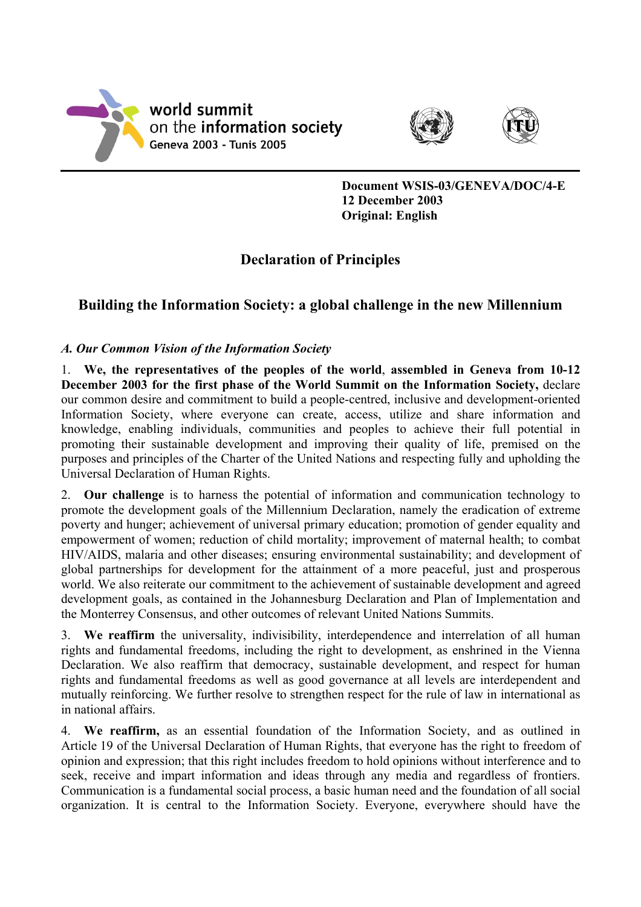world summit
on the **information society**
Geneva 2003 - Tunis 2005

**Document WSIS-03/GENEVA/DOC/4-E**
**12 December 2003**
**Original: English**

# Declaration of Principles

## Building the Information Society: a global challenge in the new Millennium

### *A. Our Common Vision of the Information Society*

1. **We, the representatives of the peoples of the world**, **assembled in Geneva from 10-12 December 2003 for the first phase of the World Summit on the Information Society,** declare our common desire and commitment to build a people-centred, inclusive and development-oriented Information Society, where everyone can create, access, utilize and share information and knowledge, enabling individuals, communities and peoples to achieve their full potential in promoting their sustainable development and improving their quality of life, premised on the purposes and principles of the Charter of the United Nations and respecting fully and upholding the Universal Declaration of Human Rights.

2. **Our challenge** is to harness the potential of information and communication technology to promote the development goals of the Millennium Declaration, namely the eradication of extreme poverty and hunger; achievement of universal primary education; promotion of gender equality and empowerment of women; reduction of child mortality; improvement of maternal health; to combat HIV/AIDS, malaria and other diseases; ensuring environmental sustainability; and development of global partnerships for development for the attainment of a more peaceful, just and prosperous world. We also reiterate our commitment to the achievement of sustainable development and agreed development goals, as contained in the Johannesburg Declaration and Plan of Implementation and the Monterrey Consensus, and other outcomes of relevant United Nations Summits.

3. **We reaffirm** the universality, indivisibility, interdependence and interrelation of all human rights and fundamental freedoms, including the right to development, as enshrined in the Vienna Declaration. We also reaffirm that democracy, sustainable development, and respect for human rights and fundamental freedoms as well as good governance at all levels are interdependent and mutually reinforcing. We further resolve to strengthen respect for the rule of law in international as in national affairs.

4. **We reaffirm,** as an essential foundation of the Information Society, and as outlined in Article 19 of the Universal Declaration of Human Rights, that everyone has the right to freedom of opinion and expression; that this right includes freedom to hold opinions without interference and to seek, receive and impart information and ideas through any media and regardless of frontiers. Communication is a fundamental social process, a basic human need and the foundation of all social organization. It is central to the Information Society. Everyone, everywhere should have the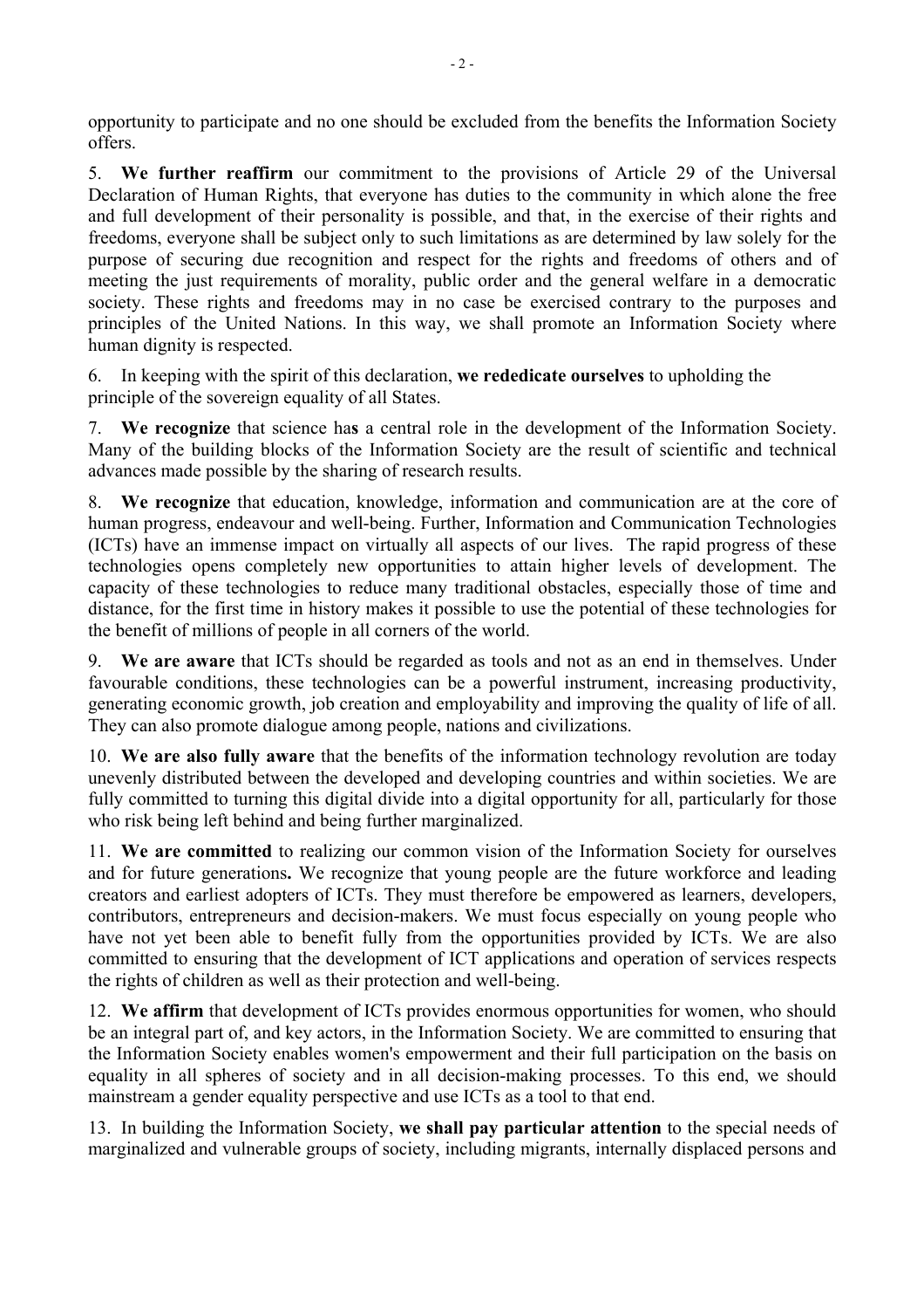opportunity to participate and no one should be excluded from the benefits the Information Society offers.

5. **We further reaffirm** our commitment to the provisions of Article 29 of the Universal Declaration of Human Rights, that everyone has duties to the community in which alone the free and full development of their personality is possible, and that, in the exercise of their rights and freedoms, everyone shall be subject only to such limitations as are determined by law solely for the purpose of securing due recognition and respect for the rights and freedoms of others and of meeting the just requirements of morality, public order and the general welfare in a democratic society. These rights and freedoms may in no case be exercised contrary to the purposes and principles of the United Nations. In this way, we shall promote an Information Society where human dignity is respected.

6. In keeping with the spirit of this declaration, **we rededicate ourselves** to upholding the principle of the sovereign equality of all States.

7. **We recognize** that science has a central role in the development of the Information Society. Many of the building blocks of the Information Society are the result of scientific and technical advances made possible by the sharing of research results.

8. **We recognize** that education, knowledge, information and communication are at the core of human progress, endeavour and well-being. Further, Information and Communication Technologies (ICTs) have an immense impact on virtually all aspects of our lives. The rapid progress of these technologies opens completely new opportunities to attain higher levels of development. The capacity of these technologies to reduce many traditional obstacles, especially those of time and distance, for the first time in history makes it possible to use the potential of these technologies for the benefit of millions of people in all corners of the world.

9. **We are aware** that ICTs should be regarded as tools and not as an end in themselves. Under favourable conditions, these technologies can be a powerful instrument, increasing productivity, generating economic growth, job creation and employability and improving the quality of life of all. They can also promote dialogue among people, nations and civilizations.

10. **We are also fully aware** that the benefits of the information technology revolution are today unevenly distributed between the developed and developing countries and within societies. We are fully committed to turning this digital divide into a digital opportunity for all, particularly for those who risk being left behind and being further marginalized.

11. **We are committed** to realizing our common vision of the Information Society for ourselves and for future generations. We recognize that young people are the future workforce and leading creators and earliest adopters of ICTs. They must therefore be empowered as learners, developers, contributors, entrepreneurs and decision-makers. We must focus especially on young people who have not yet been able to benefit fully from the opportunities provided by ICTs. We are also committed to ensuring that the development of ICT applications and operation of services respects the rights of children as well as their protection and well-being.

12. **We affirm** that development of ICTs provides enormous opportunities for women, who should be an integral part of, and key actors, in the Information Society. We are committed to ensuring that the Information Society enables women's empowerment and their full participation on the basis on equality in all spheres of society and in all decision-making processes. To this end, we should mainstream a gender equality perspective and use ICTs as a tool to that end.

13. In building the Information Society, **we shall pay particular attention** to the special needs of marginalized and vulnerable groups of society, including migrants, internally displaced persons and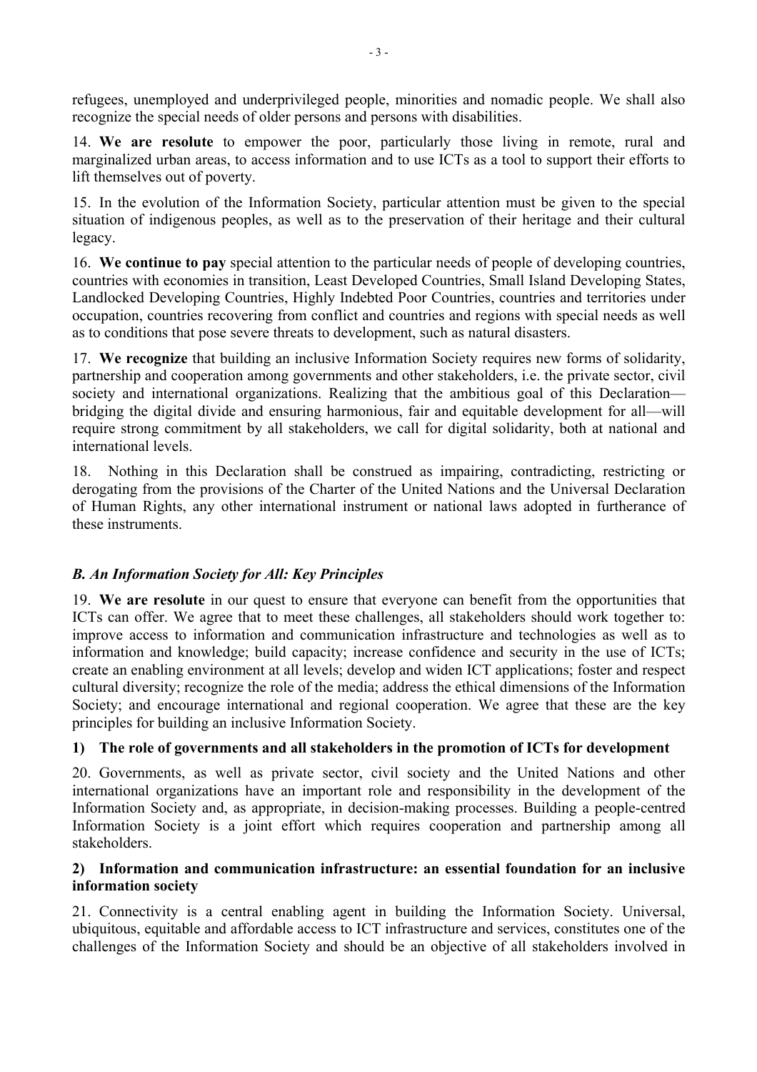refugees, unemployed and underprivileged people, minorities and nomadic people. We shall also recognize the special needs of older persons and persons with disabilities.

14. **We are resolute** to empower the poor, particularly those living in remote, rural and marginalized urban areas, to access information and to use ICTs as a tool to support their efforts to lift themselves out of poverty.

15. In the evolution of the Information Society, particular attention must be given to the special situation of indigenous peoples, as well as to the preservation of their heritage and their cultural legacy.

16. **We continue to pay** special attention to the particular needs of people of developing countries, countries with economies in transition, Least Developed Countries, Small Island Developing States, Landlocked Developing Countries, Highly Indebted Poor Countries, countries and territories under occupation, countries recovering from conflict and countries and regions with special needs as well as to conditions that pose severe threats to development, such as natural disasters.

17. **We recognize** that building an inclusive Information Society requires new forms of solidarity, partnership and cooperation among governments and other stakeholders, i.e. the private sector, civil society and international organizations. Realizing that the ambitious goal of this Declaration—bridging the digital divide and ensuring harmonious, fair and equitable development for all—will require strong commitment by all stakeholders, we call for digital solidarity, both at national and international levels.

18. Nothing in this Declaration shall be construed as impairing, contradicting, restricting or derogating from the provisions of the Charter of the United Nations and the Universal Declaration of Human Rights, any other international instrument or national laws adopted in furtherance of these instruments.

### *B. An Information Society for All: Key Principles*

19. **We are resolute** in our quest to ensure that everyone can benefit from the opportunities that ICTs can offer. We agree that to meet these challenges, all stakeholders should work together to: improve access to information and communication infrastructure and technologies as well as to information and knowledge; build capacity; increase confidence and security in the use of ICTs; create an enabling environment at all levels; develop and widen ICT applications; foster and respect cultural diversity; recognize the role of the media; address the ethical dimensions of the Information Society; and encourage international and regional cooperation. We agree that these are the key principles for building an inclusive Information Society.

#### 1) The role of governments and all stakeholders in the promotion of ICTs for development

20. Governments, as well as private sector, civil society and the United Nations and other international organizations have an important role and responsibility in the development of the Information Society and, as appropriate, in decision-making processes. Building a people-centred Information Society is a joint effort which requires cooperation and partnership among all stakeholders.

#### 2) Information and communication infrastructure: an essential foundation for an inclusive information society

21. Connectivity is a central enabling agent in building the Information Society. Universal, ubiquitous, equitable and affordable access to ICT infrastructure and services, constitutes one of the challenges of the Information Society and should be an objective of all stakeholders involved in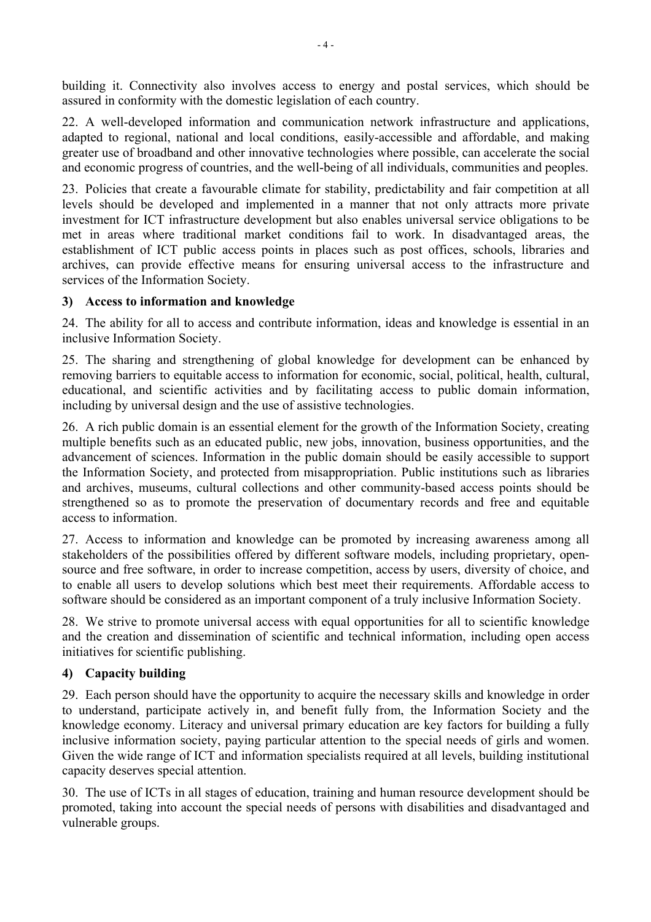building it. Connectivity also involves access to energy and postal services, which should be assured in conformity with the domestic legislation of each country.

22. A well-developed information and communication network infrastructure and applications, adapted to regional, national and local conditions, easily-accessible and affordable, and making greater use of broadband and other innovative technologies where possible, can accelerate the social and economic progress of countries, and the well-being of all individuals, communities and peoples.

23. Policies that create a favourable climate for stability, predictability and fair competition at all levels should be developed and implemented in a manner that not only attracts more private investment for ICT infrastructure development but also enables universal service obligations to be met in areas where traditional market conditions fail to work. In disadvantaged areas, the establishment of ICT public access points in places such as post offices, schools, libraries and archives, can provide effective means for ensuring universal access to the infrastructure and services of the Information Society.

### 3) Access to information and knowledge

24. The ability for all to access and contribute information, ideas and knowledge is essential in an inclusive Information Society.

25. The sharing and strengthening of global knowledge for development can be enhanced by removing barriers to equitable access to information for economic, social, political, health, cultural, educational, and scientific activities and by facilitating access to public domain information, including by universal design and the use of assistive technologies.

26. A rich public domain is an essential element for the growth of the Information Society, creating multiple benefits such as an educated public, new jobs, innovation, business opportunities, and the advancement of sciences. Information in the public domain should be easily accessible to support the Information Society, and protected from misappropriation. Public institutions such as libraries and archives, museums, cultural collections and other community-based access points should be strengthened so as to promote the preservation of documentary records and free and equitable access to information.

27. Access to information and knowledge can be promoted by increasing awareness among all stakeholders of the possibilities offered by different software models, including proprietary, open-source and free software, in order to increase competition, access by users, diversity of choice, and to enable all users to develop solutions which best meet their requirements. Affordable access to software should be considered as an important component of a truly inclusive Information Society.

28. We strive to promote universal access with equal opportunities for all to scientific knowledge and the creation and dissemination of scientific and technical information, including open access initiatives for scientific publishing.

### 4) Capacity building

29. Each person should have the opportunity to acquire the necessary skills and knowledge in order to understand, participate actively in, and benefit fully from, the Information Society and the knowledge economy. Literacy and universal primary education are key factors for building a fully inclusive information society, paying particular attention to the special needs of girls and women. Given the wide range of ICT and information specialists required at all levels, building institutional capacity deserves special attention.

30. The use of ICTs in all stages of education, training and human resource development should be promoted, taking into account the special needs of persons with disabilities and disadvantaged and vulnerable groups.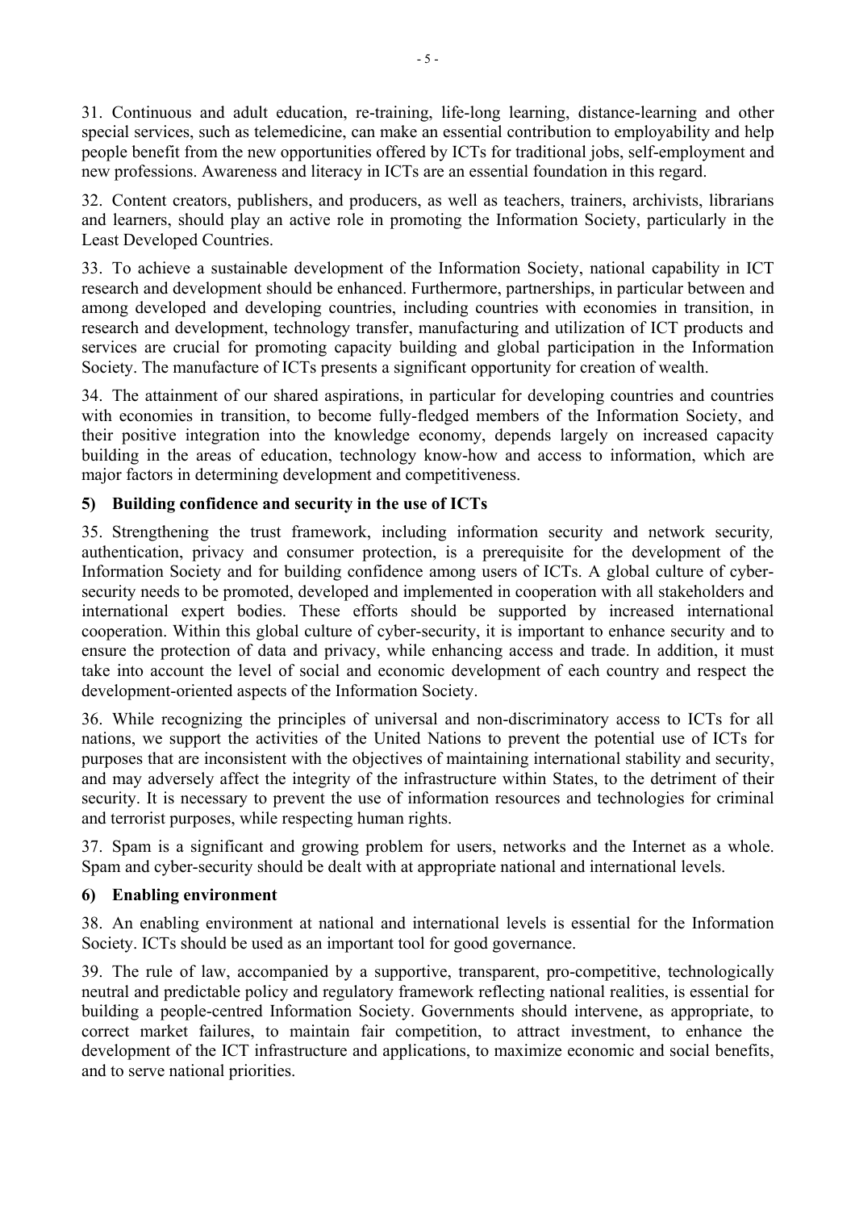31. Continuous and adult education, re-training, life-long learning, distance-learning and other special services, such as telemedicine, can make an essential contribution to employability and help people benefit from the new opportunities offered by ICTs for traditional jobs, self-employment and new professions. Awareness and literacy in ICTs are an essential foundation in this regard.

32. Content creators, publishers, and producers, as well as teachers, trainers, archivists, librarians and learners, should play an active role in promoting the Information Society, particularly in the Least Developed Countries.

33. To achieve a sustainable development of the Information Society, national capability in ICT research and development should be enhanced. Furthermore, partnerships, in particular between and among developed and developing countries, including countries with economies in transition, in research and development, technology transfer, manufacturing and utilization of ICT products and services are crucial for promoting capacity building and global participation in the Information Society. The manufacture of ICTs presents a significant opportunity for creation of wealth.

34. The attainment of our shared aspirations, in particular for developing countries and countries with economies in transition, to become fully-fledged members of the Information Society, and their positive integration into the knowledge economy, depends largely on increased capacity building in the areas of education, technology know-how and access to information, which are major factors in determining development and competitiveness.

### 5) Building confidence and security in the use of ICTs

35. Strengthening the trust framework, including information security and network security*,* authentication, privacy and consumer protection, is a prerequisite for the development of the Information Society and for building confidence among users of ICTs. A global culture of cyber-security needs to be promoted, developed and implemented in cooperation with all stakeholders and international expert bodies. These efforts should be supported by increased international cooperation. Within this global culture of cyber-security, it is important to enhance security and to ensure the protection of data and privacy, while enhancing access and trade. In addition, it must take into account the level of social and economic development of each country and respect the development-oriented aspects of the Information Society.

36. While recognizing the principles of universal and non-discriminatory access to ICTs for all nations, we support the activities of the United Nations to prevent the potential use of ICTs for purposes that are inconsistent with the objectives of maintaining international stability and security, and may adversely affect the integrity of the infrastructure within States, to the detriment of their security. It is necessary to prevent the use of information resources and technologies for criminal and terrorist purposes, while respecting human rights.

37. Spam is a significant and growing problem for users, networks and the Internet as a whole. Spam and cyber-security should be dealt with at appropriate national and international levels.

### 6) Enabling environment

38. An enabling environment at national and international levels is essential for the Information Society. ICTs should be used as an important tool for good governance.

39. The rule of law, accompanied by a supportive, transparent, pro-competitive, technologically neutral and predictable policy and regulatory framework reflecting national realities, is essential for building a people-centred Information Society. Governments should intervene, as appropriate, to correct market failures, to maintain fair competition, to attract investment, to enhance the development of the ICT infrastructure and applications, to maximize economic and social benefits, and to serve national priorities.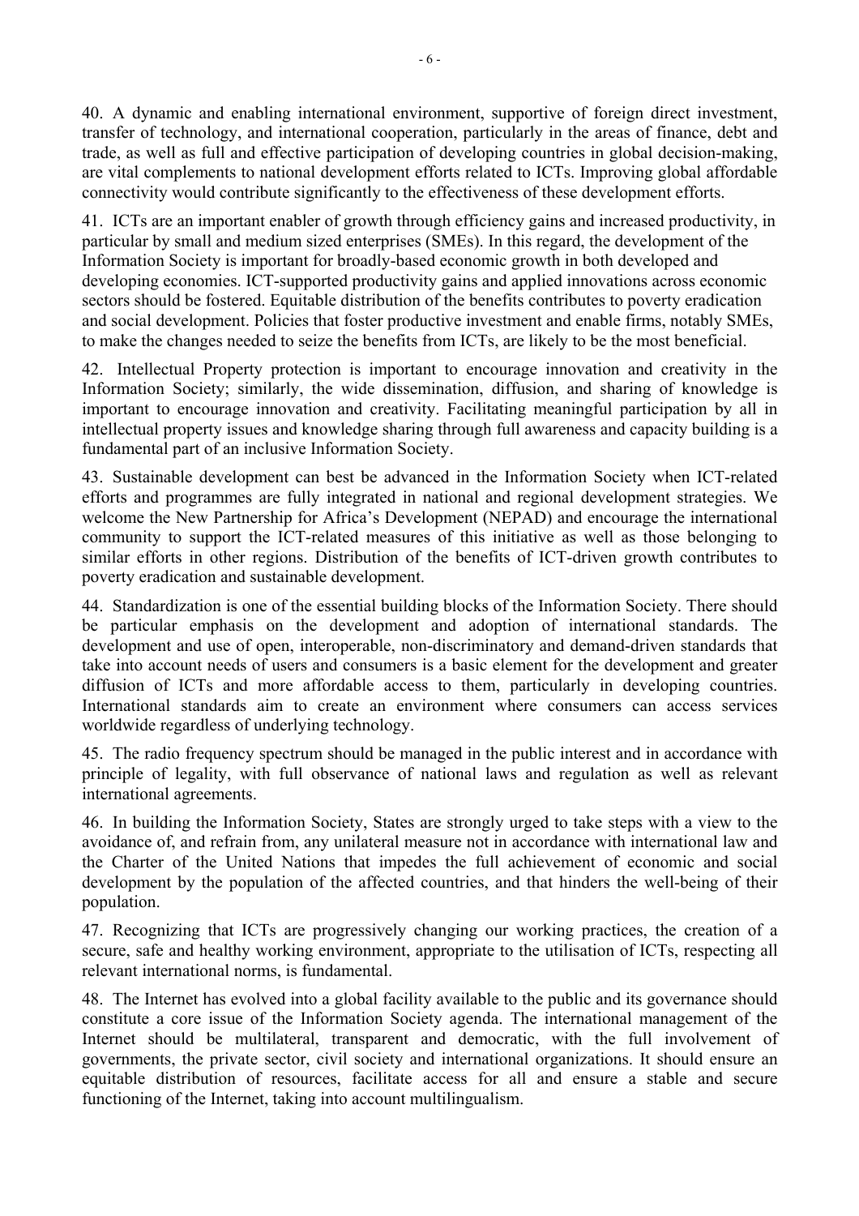40. A dynamic and enabling international environment, supportive of foreign direct investment, transfer of technology, and international cooperation, particularly in the areas of finance, debt and trade, as well as full and effective participation of developing countries in global decision-making, are vital complements to national development efforts related to ICTs. Improving global affordable connectivity would contribute significantly to the effectiveness of these development efforts.

41. ICTs are an important enabler of growth through efficiency gains and increased productivity, in particular by small and medium sized enterprises (SMEs). In this regard, the development of the Information Society is important for broadly-based economic growth in both developed and developing economies. ICT-supported productivity gains and applied innovations across economic sectors should be fostered. Equitable distribution of the benefits contributes to poverty eradication and social development. Policies that foster productive investment and enable firms, notably SMEs, to make the changes needed to seize the benefits from ICTs, are likely to be the most beneficial.

42. Intellectual Property protection is important to encourage innovation and creativity in the Information Society; similarly, the wide dissemination, diffusion, and sharing of knowledge is important to encourage innovation and creativity. Facilitating meaningful participation by all in intellectual property issues and knowledge sharing through full awareness and capacity building is a fundamental part of an inclusive Information Society.

43. Sustainable development can best be advanced in the Information Society when ICT-related efforts and programmes are fully integrated in national and regional development strategies. We welcome the New Partnership for Africa's Development (NEPAD) and encourage the international community to support the ICT-related measures of this initiative as well as those belonging to similar efforts in other regions. Distribution of the benefits of ICT-driven growth contributes to poverty eradication and sustainable development.

44. Standardization is one of the essential building blocks of the Information Society. There should be particular emphasis on the development and adoption of international standards. The development and use of open, interoperable, non-discriminatory and demand-driven standards that take into account needs of users and consumers is a basic element for the development and greater diffusion of ICTs and more affordable access to them, particularly in developing countries. International standards aim to create an environment where consumers can access services worldwide regardless of underlying technology.

45. The radio frequency spectrum should be managed in the public interest and in accordance with principle of legality, with full observance of national laws and regulation as well as relevant international agreements.

46. In building the Information Society, States are strongly urged to take steps with a view to the avoidance of, and refrain from, any unilateral measure not in accordance with international law and the Charter of the United Nations that impedes the full achievement of economic and social development by the population of the affected countries, and that hinders the well-being of their population.

47. Recognizing that ICTs are progressively changing our working practices, the creation of a secure, safe and healthy working environment, appropriate to the utilisation of ICTs, respecting all relevant international norms, is fundamental.

48. The Internet has evolved into a global facility available to the public and its governance should constitute a core issue of the Information Society agenda. The international management of the Internet should be multilateral, transparent and democratic, with the full involvement of governments, the private sector, civil society and international organizations. It should ensure an equitable distribution of resources, facilitate access for all and ensure a stable and secure functioning of the Internet, taking into account multilingualism.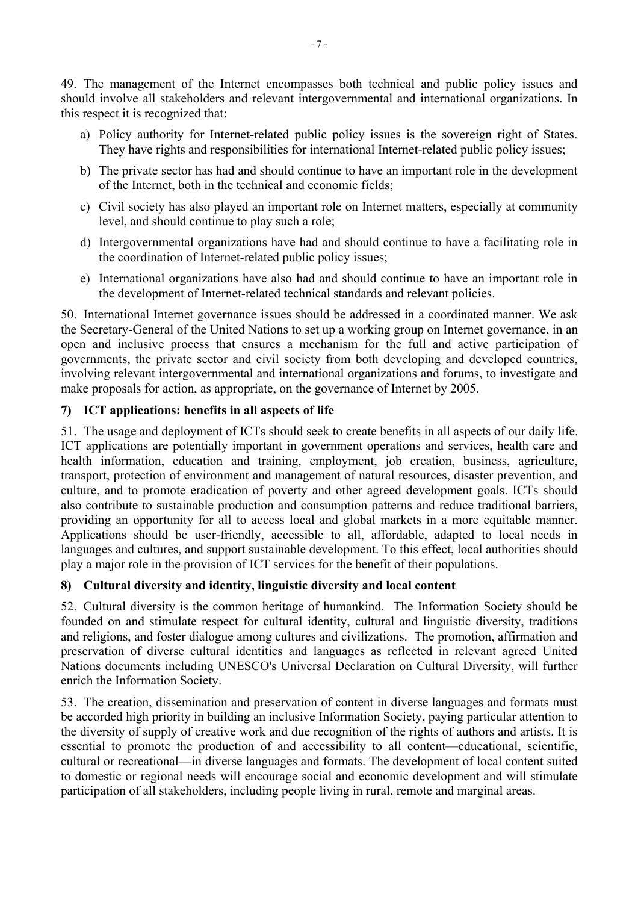49. The management of the Internet encompasses both technical and public policy issues and should involve all stakeholders and relevant intergovernmental and international organizations. In this respect it is recognized that:

a) Policy authority for Internet-related public policy issues is the sovereign right of States. They have rights and responsibilities for international Internet-related public policy issues;

b) The private sector has had and should continue to have an important role in the development of the Internet, both in the technical and economic fields;

c) Civil society has also played an important role on Internet matters, especially at community level, and should continue to play such a role;

d) Intergovernmental organizations have had and should continue to have a facilitating role in the coordination of Internet-related public policy issues;

e) International organizations have also had and should continue to have an important role in the development of Internet-related technical standards and relevant policies.

50. International Internet governance issues should be addressed in a coordinated manner. We ask the Secretary-General of the United Nations to set up a working group on Internet governance, in an open and inclusive process that ensures a mechanism for the full and active participation of governments, the private sector and civil society from both developing and developed countries, involving relevant intergovernmental and international organizations and forums, to investigate and make proposals for action, as appropriate, on the governance of Internet by 2005.

### 7) ICT applications: benefits in all aspects of life

51. The usage and deployment of ICTs should seek to create benefits in all aspects of our daily life. ICT applications are potentially important in government operations and services, health care and health information, education and training, employment, job creation, business, agriculture, transport, protection of environment and management of natural resources, disaster prevention, and culture, and to promote eradication of poverty and other agreed development goals. ICTs should also contribute to sustainable production and consumption patterns and reduce traditional barriers, providing an opportunity for all to access local and global markets in a more equitable manner. Applications should be user-friendly, accessible to all, affordable, adapted to local needs in languages and cultures, and support sustainable development. To this effect, local authorities should play a major role in the provision of ICT services for the benefit of their populations.

### 8) Cultural diversity and identity, linguistic diversity and local content

52. Cultural diversity is the common heritage of humankind. The Information Society should be founded on and stimulate respect for cultural identity, cultural and linguistic diversity, traditions and religions, and foster dialogue among cultures and civilizations. The promotion, affirmation and preservation of diverse cultural identities and languages as reflected in relevant agreed United Nations documents including UNESCO's Universal Declaration on Cultural Diversity, will further enrich the Information Society.

53. The creation, dissemination and preservation of content in diverse languages and formats must be accorded high priority in building an inclusive Information Society, paying particular attention to the diversity of supply of creative work and due recognition of the rights of authors and artists. It is essential to promote the production of and accessibility to all content—educational, scientific, cultural or recreational—in diverse languages and formats. The development of local content suited to domestic or regional needs will encourage social and economic development and will stimulate participation of all stakeholders, including people living in rural, remote and marginal areas.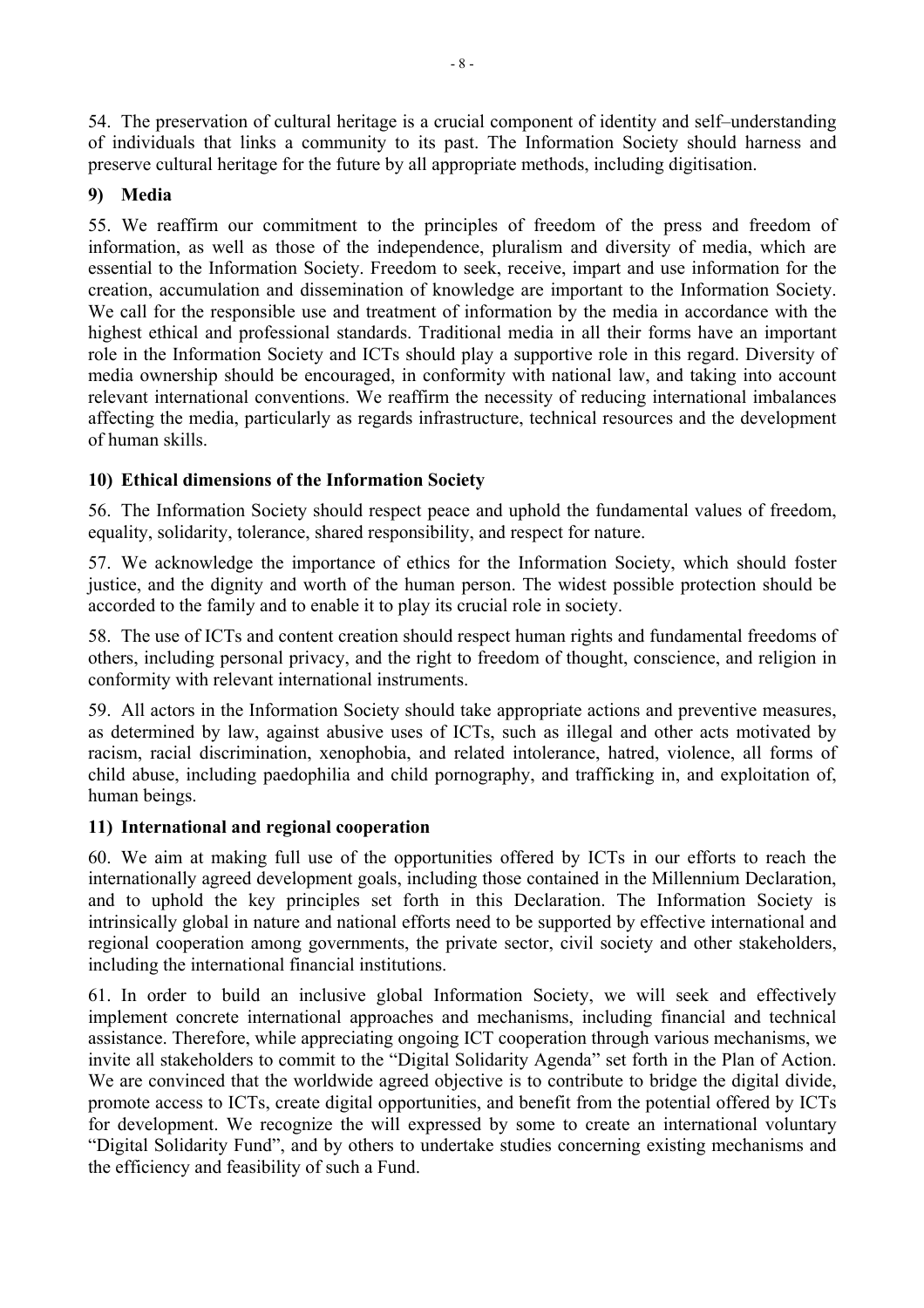54. The preservation of cultural heritage is a crucial component of identity and self–understanding of individuals that links a community to its past. The Information Society should harness and preserve cultural heritage for the future by all appropriate methods, including digitisation.

### 9) Media

55. We reaffirm our commitment to the principles of freedom of the press and freedom of information, as well as those of the independence, pluralism and diversity of media, which are essential to the Information Society. Freedom to seek, receive, impart and use information for the creation, accumulation and dissemination of knowledge are important to the Information Society. We call for the responsible use and treatment of information by the media in accordance with the highest ethical and professional standards. Traditional media in all their forms have an important role in the Information Society and ICTs should play a supportive role in this regard. Diversity of media ownership should be encouraged, in conformity with national law, and taking into account relevant international conventions. We reaffirm the necessity of reducing international imbalances affecting the media, particularly as regards infrastructure, technical resources and the development of human skills.

### 10) Ethical dimensions of the Information Society

56. The Information Society should respect peace and uphold the fundamental values of freedom, equality, solidarity, tolerance, shared responsibility, and respect for nature.

57. We acknowledge the importance of ethics for the Information Society, which should foster justice, and the dignity and worth of the human person. The widest possible protection should be accorded to the family and to enable it to play its crucial role in society.

58. The use of ICTs and content creation should respect human rights and fundamental freedoms of others, including personal privacy, and the right to freedom of thought, conscience, and religion in conformity with relevant international instruments.

59. All actors in the Information Society should take appropriate actions and preventive measures, as determined by law, against abusive uses of ICTs, such as illegal and other acts motivated by racism, racial discrimination, xenophobia, and related intolerance, hatred, violence, all forms of child abuse, including paedophilia and child pornography, and trafficking in, and exploitation of, human beings.

### 11) International and regional cooperation

60. We aim at making full use of the opportunities offered by ICTs in our efforts to reach the internationally agreed development goals, including those contained in the Millennium Declaration, and to uphold the key principles set forth in this Declaration. The Information Society is intrinsically global in nature and national efforts need to be supported by effective international and regional cooperation among governments, the private sector, civil society and other stakeholders, including the international financial institutions.

61. In order to build an inclusive global Information Society, we will seek and effectively implement concrete international approaches and mechanisms, including financial and technical assistance. Therefore, while appreciating ongoing ICT cooperation through various mechanisms, we invite all stakeholders to commit to the "Digital Solidarity Agenda" set forth in the Plan of Action. We are convinced that the worldwide agreed objective is to contribute to bridge the digital divide, promote access to ICTs, create digital opportunities, and benefit from the potential offered by ICTs for development. We recognize the will expressed by some to create an international voluntary "Digital Solidarity Fund", and by others to undertake studies concerning existing mechanisms and the efficiency and feasibility of such a Fund.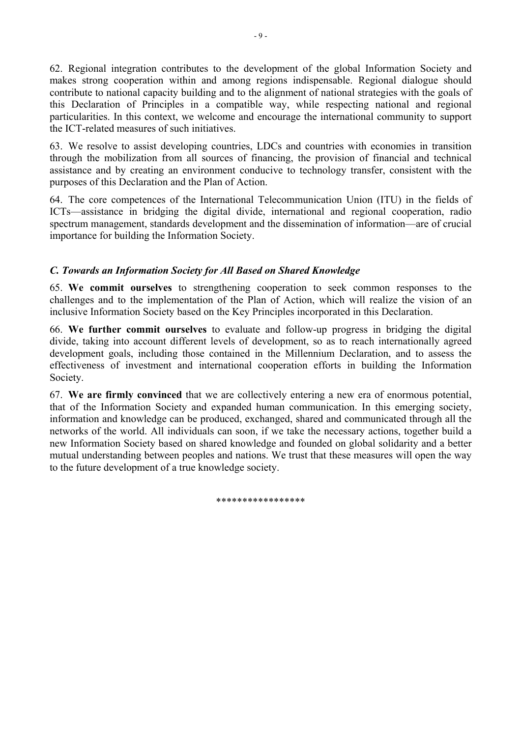62. Regional integration contributes to the development of the global Information Society and makes strong cooperation within and among regions indispensable. Regional dialogue should contribute to national capacity building and to the alignment of national strategies with the goals of this Declaration of Principles in a compatible way, while respecting national and regional particularities. In this context, we welcome and encourage the international community to support the ICT-related measures of such initiatives.

63. We resolve to assist developing countries, LDCs and countries with economies in transition through the mobilization from all sources of financing, the provision of financial and technical assistance and by creating an environment conducive to technology transfer, consistent with the purposes of this Declaration and the Plan of Action.

64. The core competences of the International Telecommunication Union (ITU) in the fields of ICTs—assistance in bridging the digital divide, international and regional cooperation, radio spectrum management, standards development and the dissemination of information—are of crucial importance for building the Information Society.

### *C. Towards an Information Society for All Based on Shared Knowledge*

65. **We commit ourselves** to strengthening cooperation to seek common responses to the challenges and to the implementation of the Plan of Action, which will realize the vision of an inclusive Information Society based on the Key Principles incorporated in this Declaration.

66. **We further commit ourselves** to evaluate and follow-up progress in bridging the digital divide, taking into account different levels of development, so as to reach internationally agreed development goals, including those contained in the Millennium Declaration, and to assess the effectiveness of investment and international cooperation efforts in building the Information Society.

67. **We are firmly convinced** that we are collectively entering a new era of enormous potential, that of the Information Society and expanded human communication. In this emerging society, information and knowledge can be produced, exchanged, shared and communicated through all the networks of the world. All individuals can soon, if we take the necessary actions, together build a new Information Society based on shared knowledge and founded on global solidarity and a better mutual understanding between peoples and nations. We trust that these measures will open the way to the future development of a true knowledge society.

*****************